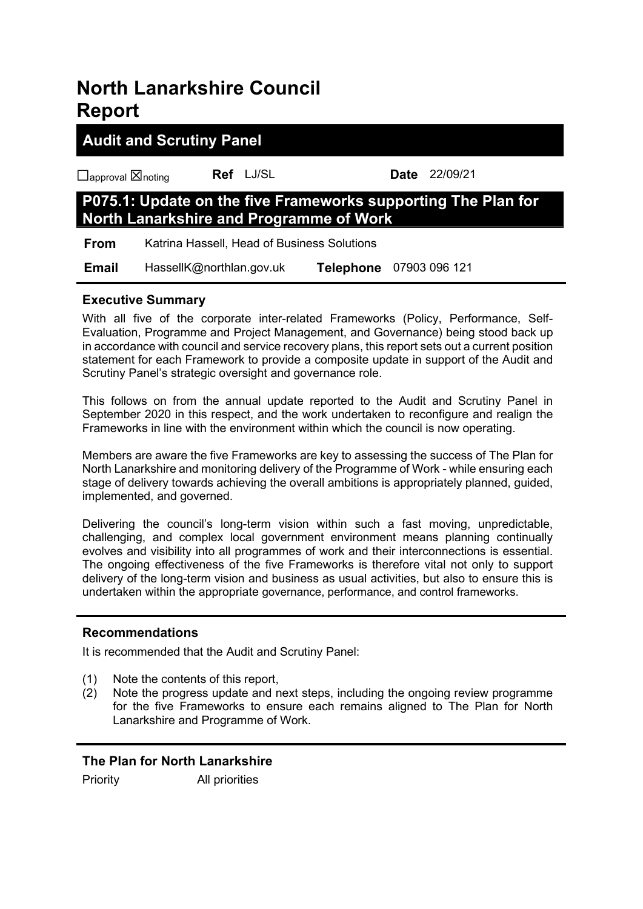# North Lanarkshire Council Report

## Audit and Scrutiny Panel

☐approval ☒noting **Ref** LJ/SL **Date** 22/09/21

## P075.1: Update on the five Frameworks supporting The Plan for North Lanarkshire and Programme of Work

**From** Katrina Hassell, Head of Business Solutions

**Email** HassellK@northlan.gov.uk **Telephone** 07903 096 121

### Executive Summary

With all five of the corporate inter-related Frameworks (Policy, Performance, Self-Evaluation, Programme and Project Management, and Governance) being stood back up in accordance with council and service recovery plans, this report sets out a current position statement for each Framework to provide a composite update in support of the Audit and Scrutiny Panel's strategic oversight and governance role.

This follows on from the annual update reported to the Audit and Scrutiny Panel in September 2020 in this respect, and the work undertaken to reconfigure and realign the Frameworks in line with the environment within which the council is now operating.

Members are aware the five Frameworks are key to assessing the success of The Plan for North Lanarkshire and monitoring delivery of the Programme of Work - while ensuring each stage of delivery towards achieving the overall ambitions is appropriately planned, guided, implemented, and governed.

Delivering the council's long-term vision within such a fast moving, unpredictable, challenging, and complex local government environment means planning continually evolves and visibility into all programmes of work and their interconnections is essential. The ongoing effectiveness of the five Frameworks is therefore vital not only to support delivery of the long-term vision and business as usual activities, but also to ensure this is undertaken within the appropriate governance, performance, and control frameworks.

### Recommendations

It is recommended that the Audit and Scrutiny Panel:

(1) Note the contents of this report,

(2) Note the progress update and next steps, including the ongoing review programme for the five Frameworks to ensure each remains aligned to The Plan for North Lanarkshire and Programme of Work.

### The Plan for North Lanarkshire

Priority All priorities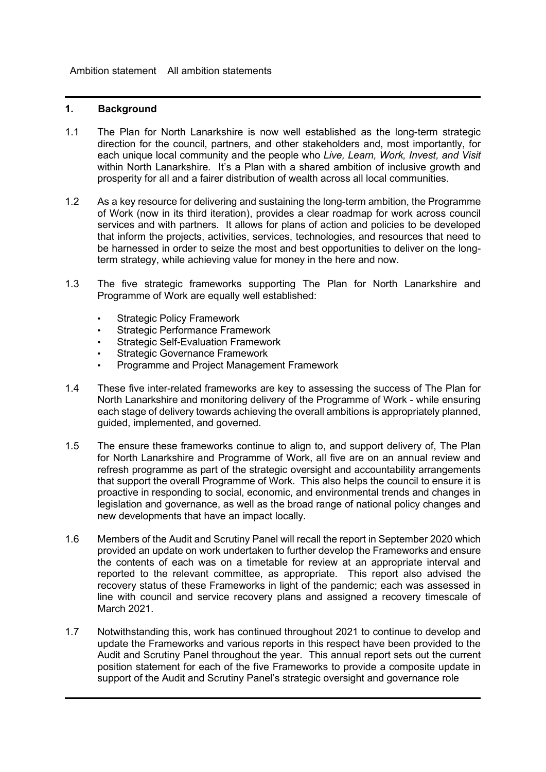Ambition statement All ambition statements

## 1. Background

1.1 The Plan for North Lanarkshire is now well established as the long-term strategic direction for the council, partners, and other stakeholders and, most importantly, for each unique local community and the people who *Live, Learn, Work, Invest, and Visit* within North Lanarkshire. It's a Plan with a shared ambition of inclusive growth and prosperity for all and a fairer distribution of wealth across all local communities.

1.2 As a key resource for delivering and sustaining the long-term ambition, the Programme of Work (now in its third iteration), provides a clear roadmap for work across council services and with partners. It allows for plans of action and policies to be developed that inform the projects, activities, services, technologies, and resources that need to be harnessed in order to seize the most and best opportunities to deliver on the long-term strategy, while achieving value for money in the here and now.

1.3 The five strategic frameworks supporting The Plan for North Lanarkshire and Programme of Work are equally well established:

- Strategic Policy Framework
- Strategic Performance Framework
- Strategic Self-Evaluation Framework
- Strategic Governance Framework
- Programme and Project Management Framework

1.4 These five inter-related frameworks are key to assessing the success of The Plan for North Lanarkshire and monitoring delivery of the Programme of Work - while ensuring each stage of delivery towards achieving the overall ambitions is appropriately planned, guided, implemented, and governed.

1.5 The ensure these frameworks continue to align to, and support delivery of, The Plan for North Lanarkshire and Programme of Work, all five are on an annual review and refresh programme as part of the strategic oversight and accountability arrangements that support the overall Programme of Work. This also helps the council to ensure it is proactive in responding to social, economic, and environmental trends and changes in legislation and governance, as well as the broad range of national policy changes and new developments that have an impact locally.

1.6 Members of the Audit and Scrutiny Panel will recall the report in September 2020 which provided an update on work undertaken to further develop the Frameworks and ensure the contents of each was on a timetable for review at an appropriate interval and reported to the relevant committee, as appropriate. This report also advised the recovery status of these Frameworks in light of the pandemic; each was assessed in line with council and service recovery plans and assigned a recovery timescale of March 2021.

1.7 Notwithstanding this, work has continued throughout 2021 to continue to develop and update the Frameworks and various reports in this respect have been provided to the Audit and Scrutiny Panel throughout the year. This annual report sets out the current position statement for each of the five Frameworks to provide a composite update in support of the Audit and Scrutiny Panel's strategic oversight and governance role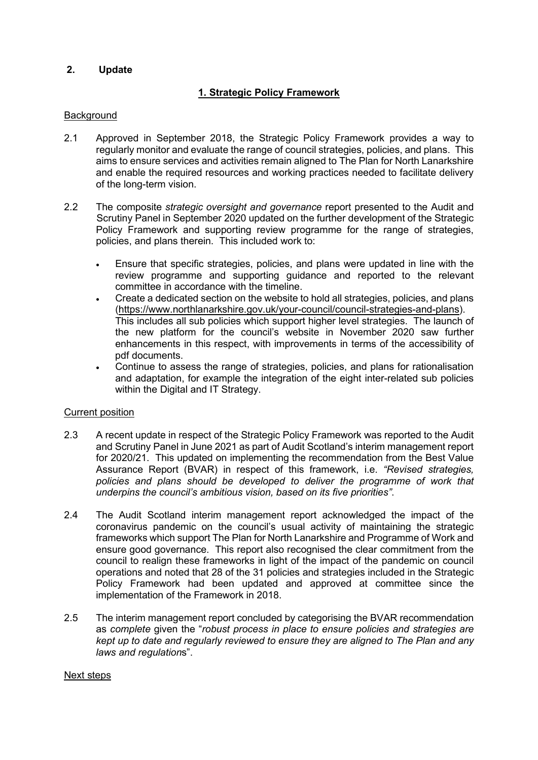## 2. Update

### 1. Strategic Policy Framework

Background

2.1 Approved in September 2018, the Strategic Policy Framework provides a way to regularly monitor and evaluate the range of council strategies, policies, and plans. This aims to ensure services and activities remain aligned to The Plan for North Lanarkshire and enable the required resources and working practices needed to facilitate delivery of the long-term vision.

2.2 The composite *strategic oversight and governance* report presented to the Audit and Scrutiny Panel in September 2020 updated on the further development of the Strategic Policy Framework and supporting review programme for the range of strategies, policies, and plans therein. This included work to:

- Ensure that specific strategies, policies, and plans were updated in line with the review programme and supporting guidance and reported to the relevant committee in accordance with the timeline.
- Create a dedicated section on the website to hold all strategies, policies, and plans (https://www.northlanarkshire.gov.uk/your-council/council-strategies-and-plans). This includes all sub policies which support higher level strategies. The launch of the new platform for the council's website in November 2020 saw further enhancements in this respect, with improvements in terms of the accessibility of pdf documents.
- Continue to assess the range of strategies, policies, and plans for rationalisation and adaptation, for example the integration of the eight inter-related sub policies within the Digital and IT Strategy.

Current position

2.3 A recent update in respect of the Strategic Policy Framework was reported to the Audit and Scrutiny Panel in June 2021 as part of Audit Scotland's interim management report for 2020/21. This updated on implementing the recommendation from the Best Value Assurance Report (BVAR) in respect of this framework, i.e. *"Revised strategies, policies and plans should be developed to deliver the programme of work that underpins the council's ambitious vision, based on its five priorities"*.

2.4 The Audit Scotland interim management report acknowledged the impact of the coronavirus pandemic on the council's usual activity of maintaining the strategic frameworks which support The Plan for North Lanarkshire and Programme of Work and ensure good governance. This report also recognised the clear commitment from the council to realign these frameworks in light of the impact of the pandemic on council operations and noted that 28 of the 31 policies and strategies included in the Strategic Policy Framework had been updated and approved at committee since the implementation of the Framework in 2018.

2.5 The interim management report concluded by categorising the BVAR recommendation as *complete* given the "*robust process in place to ensure policies and strategies are kept up to date and regularly reviewed to ensure they are aligned to The Plan and any laws and regulation*s".

Next steps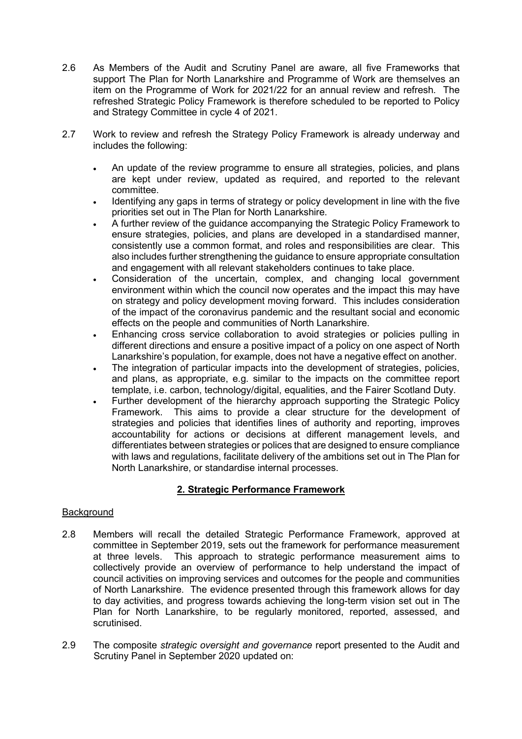2.6 As Members of the Audit and Scrutiny Panel are aware, all five Frameworks that support The Plan for North Lanarkshire and Programme of Work are themselves an item on the Programme of Work for 2021/22 for an annual review and refresh. The refreshed Strategic Policy Framework is therefore scheduled to be reported to Policy and Strategy Committee in cycle 4 of 2021.

2.7 Work to review and refresh the Strategy Policy Framework is already underway and includes the following:

- An update of the review programme to ensure all strategies, policies, and plans are kept under review, updated as required, and reported to the relevant committee.
- Identifying any gaps in terms of strategy or policy development in line with the five priorities set out in The Plan for North Lanarkshire.
- A further review of the guidance accompanying the Strategic Policy Framework to ensure strategies, policies, and plans are developed in a standardised manner, consistently use a common format, and roles and responsibilities are clear. This also includes further strengthening the guidance to ensure appropriate consultation and engagement with all relevant stakeholders continues to take place.
- Consideration of the uncertain, complex, and changing local government environment within which the council now operates and the impact this may have on strategy and policy development moving forward. This includes consideration of the impact of the coronavirus pandemic and the resultant social and economic effects on the people and communities of North Lanarkshire.
- Enhancing cross service collaboration to avoid strategies or policies pulling in different directions and ensure a positive impact of a policy on one aspect of North Lanarkshire's population, for example, does not have a negative effect on another.
- The integration of particular impacts into the development of strategies, policies, and plans, as appropriate, e.g. similar to the impacts on the committee report template, i.e. carbon, technology/digital, equalities, and the Fairer Scotland Duty.
- Further development of the hierarchy approach supporting the Strategic Policy Framework. This aims to provide a clear structure for the development of strategies and policies that identifies lines of authority and reporting, improves accountability for actions or decisions at different management levels, and differentiates between strategies or polices that are designed to ensure compliance with laws and regulations, facilitate delivery of the ambitions set out in The Plan for North Lanarkshire, or standardise internal processes.

## 2. Strategic Performance Framework

Background

2.8 Members will recall the detailed Strategic Performance Framework, approved at committee in September 2019, sets out the framework for performance measurement at three levels. This approach to strategic performance measurement aims to collectively provide an overview of performance to help understand the impact of council activities on improving services and outcomes for the people and communities of North Lanarkshire. The evidence presented through this framework allows for day to day activities, and progress towards achieving the long-term vision set out in The Plan for North Lanarkshire, to be regularly monitored, reported, assessed, and scrutinised.

2.9 The composite *strategic oversight and governance* report presented to the Audit and Scrutiny Panel in September 2020 updated on: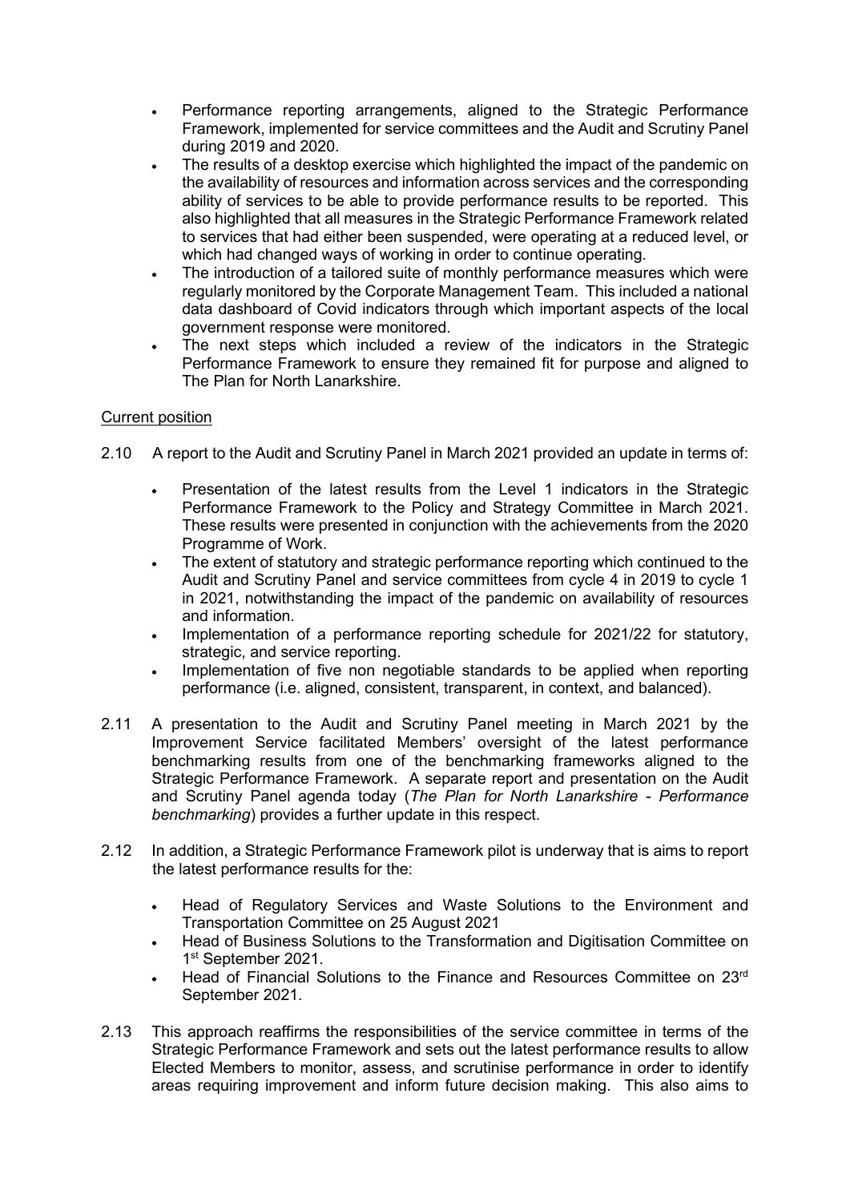- Performance reporting arrangements, aligned to the Strategic Performance Framework, implemented for service committees and the Audit and Scrutiny Panel during 2019 and 2020.
- The results of a desktop exercise which highlighted the impact of the pandemic on the availability of resources and information across services and the corresponding ability of services to be able to provide performance results to be reported. This also highlighted that all measures in the Strategic Performance Framework related to services that had either been suspended, were operating at a reduced level, or which had changed ways of working in order to continue operating.
- The introduction of a tailored suite of monthly performance measures which were regularly monitored by the Corporate Management Team. This included a national data dashboard of Covid indicators through which important aspects of the local government response were monitored.
- The next steps which included a review of the indicators in the Strategic Performance Framework to ensure they remained fit for purpose and aligned to The Plan for North Lanarkshire.

<u>Current position</u>

2.10 A report to the Audit and Scrutiny Panel in March 2021 provided an update in terms of:

- Presentation of the latest results from the Level 1 indicators in the Strategic Performance Framework to the Policy and Strategy Committee in March 2021. These results were presented in conjunction with the achievements from the 2020 Programme of Work.
- The extent of statutory and strategic performance reporting which continued to the Audit and Scrutiny Panel and service committees from cycle 4 in 2019 to cycle 1 in 2021, notwithstanding the impact of the pandemic on availability of resources and information.
- Implementation of a performance reporting schedule for 2021/22 for statutory, strategic, and service reporting.
- Implementation of five non negotiable standards to be applied when reporting performance (i.e. aligned, consistent, transparent, in context, and balanced).

2.11 A presentation to the Audit and Scrutiny Panel meeting in March 2021 by the Improvement Service facilitated Members' oversight of the latest performance benchmarking results from one of the benchmarking frameworks aligned to the Strategic Performance Framework. A separate report and presentation on the Audit and Scrutiny Panel agenda today (*The Plan for North Lanarkshire - Performance benchmarking*) provides a further update in this respect.

2.12 In addition, a Strategic Performance Framework pilot is underway that is aims to report the latest performance results for the:

- Head of Regulatory Services and Waste Solutions to the Environment and Transportation Committee on 25 August 2021
- Head of Business Solutions to the Transformation and Digitisation Committee on 1st September 2021.
- Head of Financial Solutions to the Finance and Resources Committee on 23rd September 2021.

2.13 This approach reaffirms the responsibilities of the service committee in terms of the Strategic Performance Framework and sets out the latest performance results to allow Elected Members to monitor, assess, and scrutinise performance in order to identify areas requiring improvement and inform future decision making. This also aims to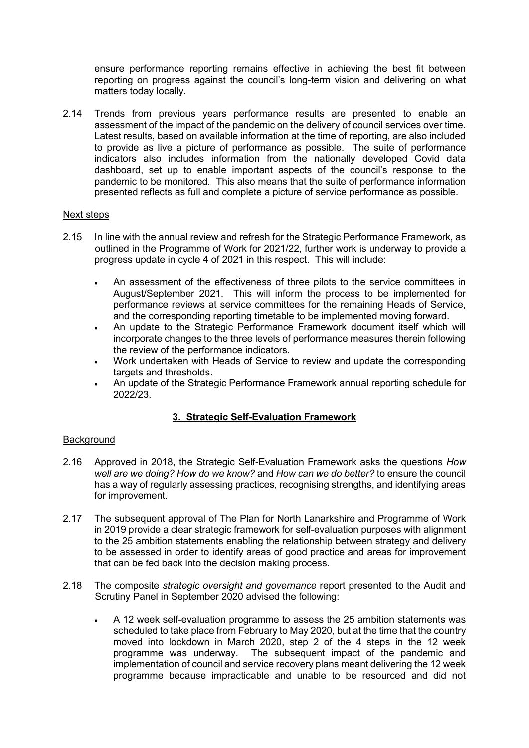ensure performance reporting remains effective in achieving the best fit between reporting on progress against the council's long-term vision and delivering on what matters today locally.

2.14 Trends from previous years performance results are presented to enable an assessment of the impact of the pandemic on the delivery of council services over time. Latest results, based on available information at the time of reporting, are also included to provide as live a picture of performance as possible. The suite of performance indicators also includes information from the nationally developed Covid data dashboard, set up to enable important aspects of the council's response to the pandemic to be monitored. This also means that the suite of performance information presented reflects as full and complete a picture of service performance as possible.

Next steps

2.15 In line with the annual review and refresh for the Strategic Performance Framework, as outlined in the Programme of Work for 2021/22, further work is underway to provide a progress update in cycle 4 of 2021 in this respect. This will include:

- An assessment of the effectiveness of three pilots to the service committees in August/September 2021. This will inform the process to be implemented for performance reviews at service committees for the remaining Heads of Service, and the corresponding reporting timetable to be implemented moving forward.
- An update to the Strategic Performance Framework document itself which will incorporate changes to the three levels of performance measures therein following the review of the performance indicators.
- Work undertaken with Heads of Service to review and update the corresponding targets and thresholds.
- An update of the Strategic Performance Framework annual reporting schedule for 2022/23.

## 3. Strategic Self-Evaluation Framework

Background

2.16 Approved in 2018, the Strategic Self-Evaluation Framework asks the questions *How well are we doing? How do we know?* and *How can we do better?* to ensure the council has a way of regularly assessing practices, recognising strengths, and identifying areas for improvement.

2.17 The subsequent approval of The Plan for North Lanarkshire and Programme of Work in 2019 provide a clear strategic framework for self-evaluation purposes with alignment to the 25 ambition statements enabling the relationship between strategy and delivery to be assessed in order to identify areas of good practice and areas for improvement that can be fed back into the decision making process.

2.18 The composite *strategic oversight and governance* report presented to the Audit and Scrutiny Panel in September 2020 advised the following:

- A 12 week self-evaluation programme to assess the 25 ambition statements was scheduled to take place from February to May 2020, but at the time that the country moved into lockdown in March 2020, step 2 of the 4 steps in the 12 week programme was underway. The subsequent impact of the pandemic and implementation of council and service recovery plans meant delivering the 12 week programme because impracticable and unable to be resourced and did not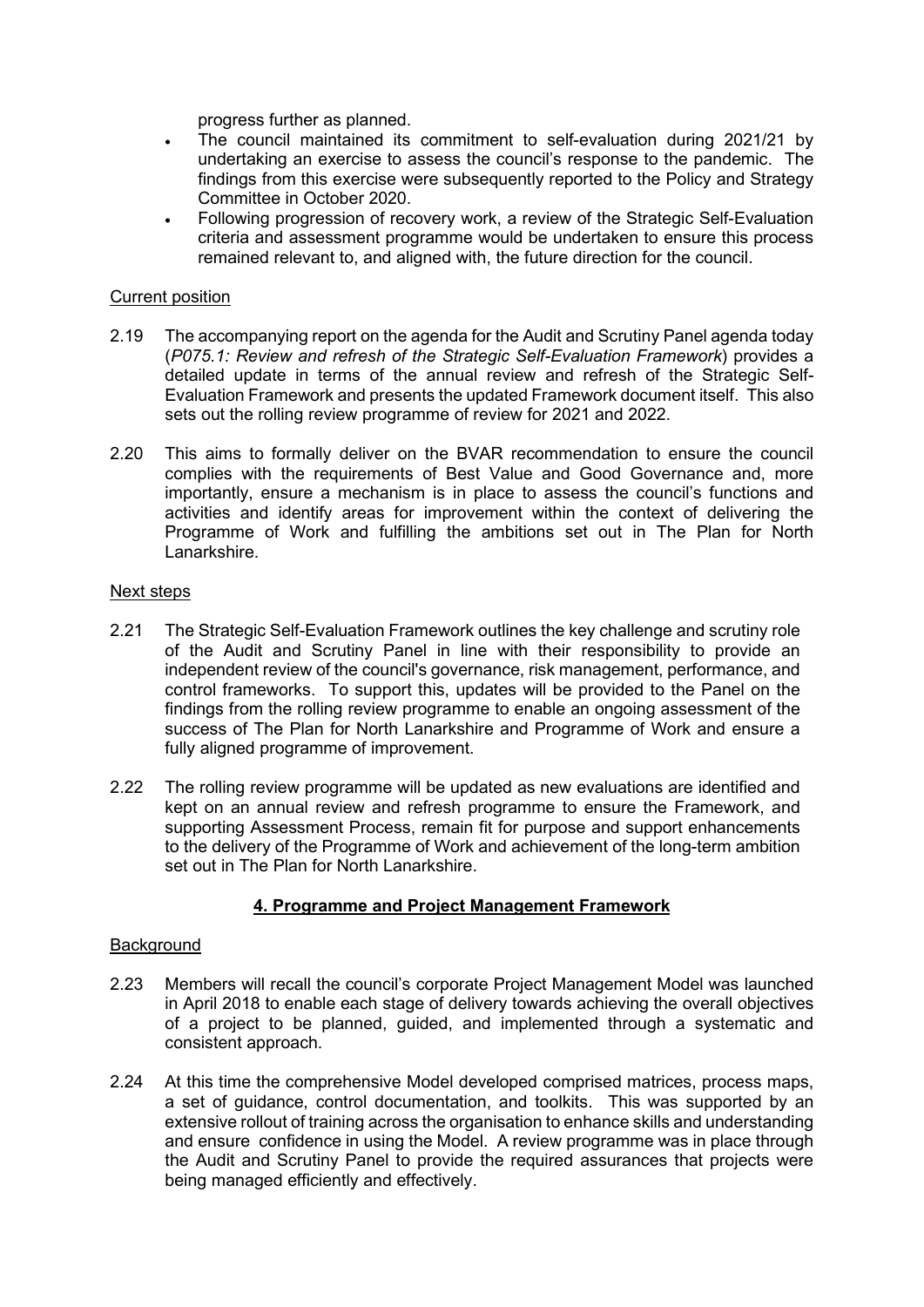progress further as planned.

- The council maintained its commitment to self-evaluation during 2021/21 by undertaking an exercise to assess the council's response to the pandemic. The findings from this exercise were subsequently reported to the Policy and Strategy Committee in October 2020.
- Following progression of recovery work, a review of the Strategic Self-Evaluation criteria and assessment programme would be undertaken to ensure this process remained relevant to, and aligned with, the future direction for the council.

Current position

2.19 The accompanying report on the agenda for the Audit and Scrutiny Panel agenda today (*P075.1: Review and refresh of the Strategic Self-Evaluation Framework*) provides a detailed update in terms of the annual review and refresh of the Strategic Self-Evaluation Framework and presents the updated Framework document itself. This also sets out the rolling review programme of review for 2021 and 2022.

2.20 This aims to formally deliver on the BVAR recommendation to ensure the council complies with the requirements of Best Value and Good Governance and, more importantly, ensure a mechanism is in place to assess the council's functions and activities and identify areas for improvement within the context of delivering the Programme of Work and fulfilling the ambitions set out in The Plan for North Lanarkshire.

Next steps

2.21 The Strategic Self-Evaluation Framework outlines the key challenge and scrutiny role of the Audit and Scrutiny Panel in line with their responsibility to provide an independent review of the council's governance, risk management, performance, and control frameworks. To support this, updates will be provided to the Panel on the findings from the rolling review programme to enable an ongoing assessment of the success of The Plan for North Lanarkshire and Programme of Work and ensure a fully aligned programme of improvement.

2.22 The rolling review programme will be updated as new evaluations are identified and kept on an annual review and refresh programme to ensure the Framework, and supporting Assessment Process, remain fit for purpose and support enhancements to the delivery of the Programme of Work and achievement of the long-term ambition set out in The Plan for North Lanarkshire.

## 4. Programme and Project Management Framework

Background

2.23 Members will recall the council's corporate Project Management Model was launched in April 2018 to enable each stage of delivery towards achieving the overall objectives of a project to be planned, guided, and implemented through a systematic and consistent approach.

2.24 At this time the comprehensive Model developed comprised matrices, process maps, a set of guidance, control documentation, and toolkits. This was supported by an extensive rollout of training across the organisation to enhance skills and understanding and ensure confidence in using the Model. A review programme was in place through the Audit and Scrutiny Panel to provide the required assurances that projects were being managed efficiently and effectively.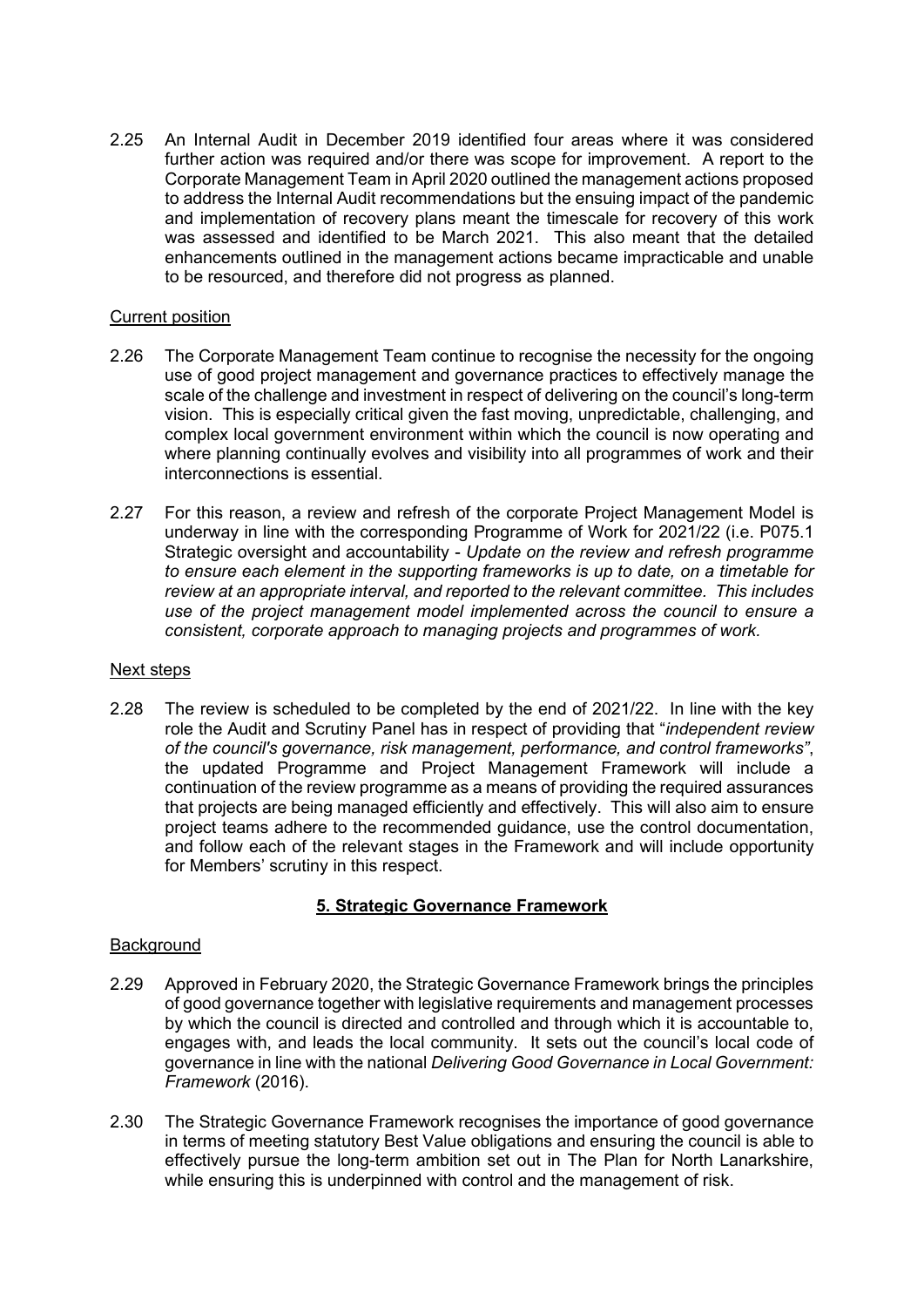2.25 An Internal Audit in December 2019 identified four areas where it was considered further action was required and/or there was scope for improvement. A report to the Corporate Management Team in April 2020 outlined the management actions proposed to address the Internal Audit recommendations but the ensuing impact of the pandemic and implementation of recovery plans meant the timescale for recovery of this work was assessed and identified to be March 2021. This also meant that the detailed enhancements outlined in the management actions became impracticable and unable to be resourced, and therefore did not progress as planned.

Current position

2.26 The Corporate Management Team continue to recognise the necessity for the ongoing use of good project management and governance practices to effectively manage the scale of the challenge and investment in respect of delivering on the council's long-term vision. This is especially critical given the fast moving, unpredictable, challenging, and complex local government environment within which the council is now operating and where planning continually evolves and visibility into all programmes of work and their interconnections is essential.

2.27 For this reason, a review and refresh of the corporate Project Management Model is underway in line with the corresponding Programme of Work for 2021/22 (i.e. P075.1 Strategic oversight and accountability - *Update on the review and refresh programme to ensure each element in the supporting frameworks is up to date, on a timetable for review at an appropriate interval, and reported to the relevant committee. This includes use of the project management model implemented across the council to ensure a consistent, corporate approach to managing projects and programmes of work.*

Next steps

2.28 The review is scheduled to be completed by the end of 2021/22. In line with the key role the Audit and Scrutiny Panel has in respect of providing that "*independent review of the council's governance, risk management, performance, and control frameworks*", the updated Programme and Project Management Framework will include a continuation of the review programme as a means of providing the required assurances that projects are being managed efficiently and effectively. This will also aim to ensure project teams adhere to the recommended guidance, use the control documentation, and follow each of the relevant stages in the Framework and will include opportunity for Members' scrutiny in this respect.

## 5. Strategic Governance Framework

Background

2.29 Approved in February 2020, the Strategic Governance Framework brings the principles of good governance together with legislative requirements and management processes by which the council is directed and controlled and through which it is accountable to, engages with, and leads the local community. It sets out the council's local code of governance in line with the national *Delivering Good Governance in Local Government: Framework* (2016).

2.30 The Strategic Governance Framework recognises the importance of good governance in terms of meeting statutory Best Value obligations and ensuring the council is able to effectively pursue the long-term ambition set out in The Plan for North Lanarkshire, while ensuring this is underpinned with control and the management of risk.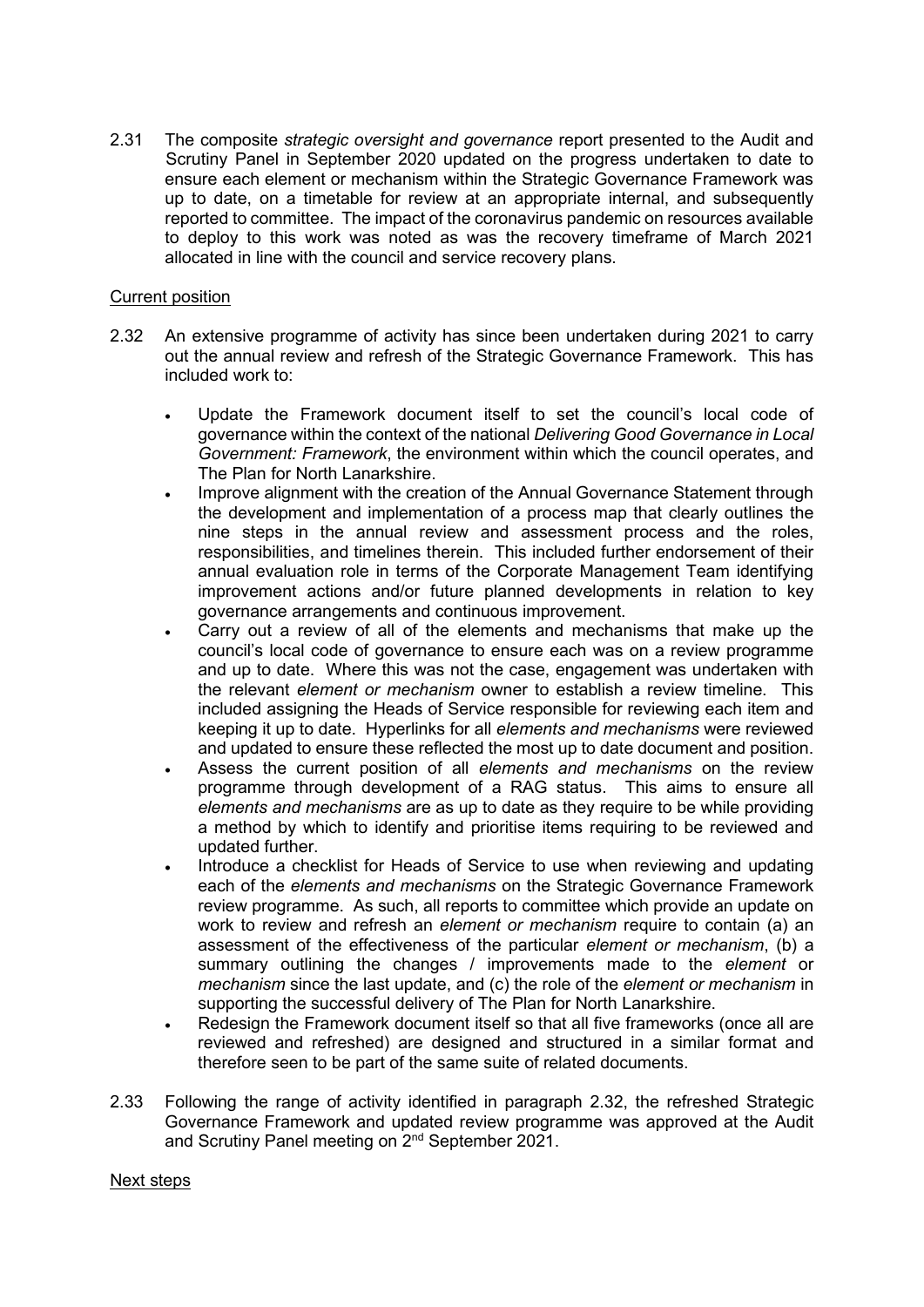2.31 The composite *strategic oversight and governance* report presented to the Audit and Scrutiny Panel in September 2020 updated on the progress undertaken to date to ensure each element or mechanism within the Strategic Governance Framework was up to date, on a timetable for review at an appropriate internal, and subsequently reported to committee. The impact of the coronavirus pandemic on resources available to deploy to this work was noted as was the recovery timeframe of March 2021 allocated in line with the council and service recovery plans.

Current position

2.32 An extensive programme of activity has since been undertaken during 2021 to carry out the annual review and refresh of the Strategic Governance Framework. This has included work to:

- Update the Framework document itself to set the council's local code of governance within the context of the national *Delivering Good Governance in Local Government: Framework*, the environment within which the council operates, and The Plan for North Lanarkshire.
- Improve alignment with the creation of the Annual Governance Statement through the development and implementation of a process map that clearly outlines the nine steps in the annual review and assessment process and the roles, responsibilities, and timelines therein. This included further endorsement of their annual evaluation role in terms of the Corporate Management Team identifying improvement actions and/or future planned developments in relation to key governance arrangements and continuous improvement.
- Carry out a review of all of the elements and mechanisms that make up the council's local code of governance to ensure each was on a review programme and up to date. Where this was not the case, engagement was undertaken with the relevant *element or mechanism* owner to establish a review timeline. This included assigning the Heads of Service responsible for reviewing each item and keeping it up to date. Hyperlinks for all *elements and mechanisms* were reviewed and updated to ensure these reflected the most up to date document and position.
- Assess the current position of all *elements and mechanisms* on the review programme through development of a RAG status. This aims to ensure all *elements and mechanisms* are as up to date as they require to be while providing a method by which to identify and prioritise items requiring to be reviewed and updated further.
- Introduce a checklist for Heads of Service to use when reviewing and updating each of the *elements and mechanisms* on the Strategic Governance Framework review programme. As such, all reports to committee which provide an update on work to review and refresh an *element or mechanism* require to contain (a) an assessment of the effectiveness of the particular *element or mechanism*, (b) a summary outlining the changes / improvements made to the *element* or *mechanism* since the last update, and (c) the role of the *element or mechanism* in supporting the successful delivery of The Plan for North Lanarkshire.
- Redesign the Framework document itself so that all five frameworks (once all are reviewed and refreshed) are designed and structured in a similar format and therefore seen to be part of the same suite of related documents.

2.33 Following the range of activity identified in paragraph 2.32, the refreshed Strategic Governance Framework and updated review programme was approved at the Audit and Scrutiny Panel meeting on 2nd September 2021.

Next steps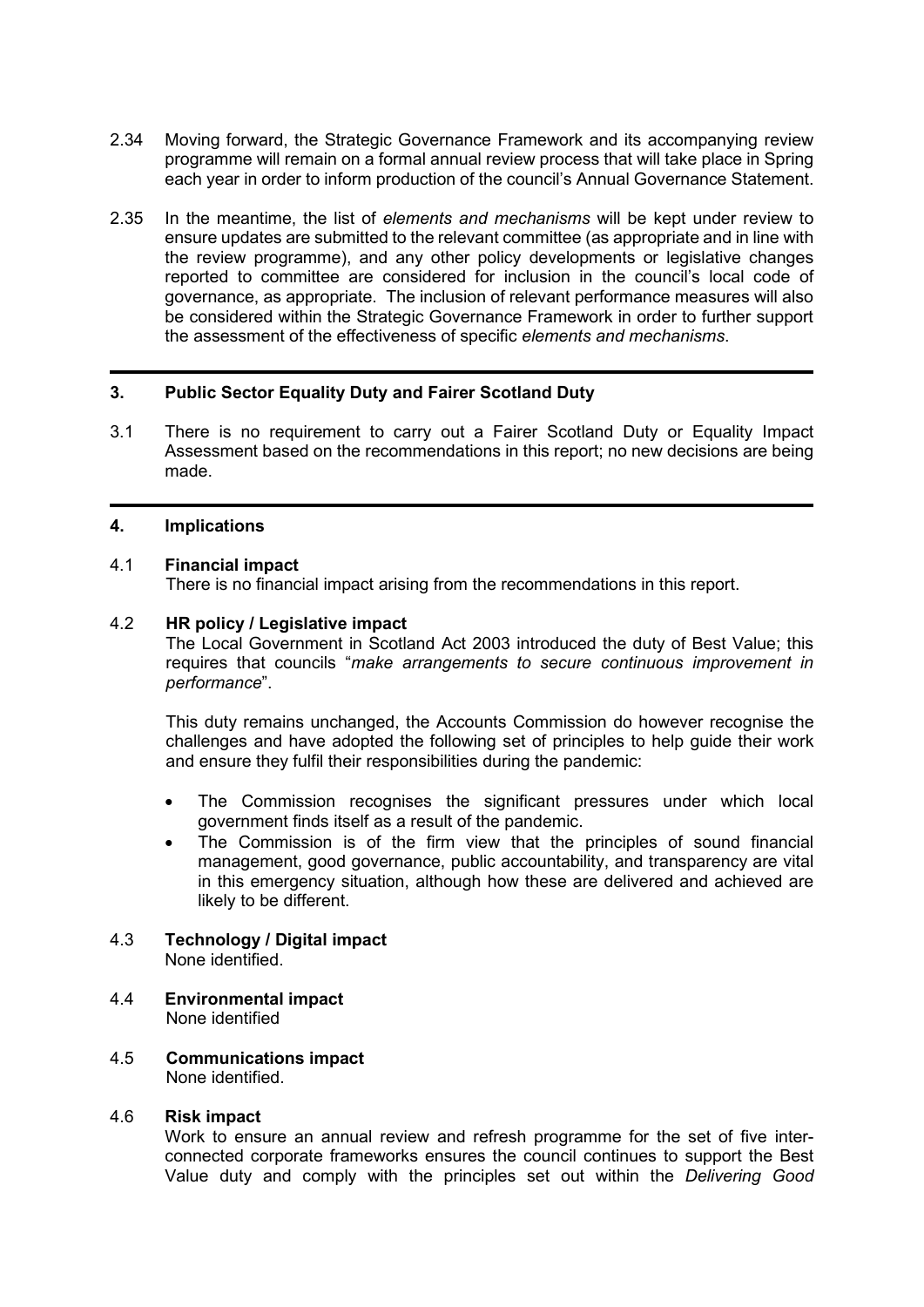2.34 Moving forward, the Strategic Governance Framework and its accompanying review programme will remain on a formal annual review process that will take place in Spring each year in order to inform production of the council's Annual Governance Statement.

2.35 In the meantime, the list of *elements and mechanisms* will be kept under review to ensure updates are submitted to the relevant committee (as appropriate and in line with the review programme), and any other policy developments or legislative changes reported to committee are considered for inclusion in the council's local code of governance, as appropriate. The inclusion of relevant performance measures will also be considered within the Strategic Governance Framework in order to further support the assessment of the effectiveness of specific *elements and mechanisms*.

---

## 3. Public Sector Equality Duty and Fairer Scotland Duty

3.1 There is no requirement to carry out a Fairer Scotland Duty or Equality Impact Assessment based on the recommendations in this report; no new decisions are being made.

---

## 4. Implications

4.1 **Financial impact**
There is no financial impact arising from the recommendations in this report.

4.2 **HR policy / Legislative impact**
The Local Government in Scotland Act 2003 introduced the duty of Best Value; this requires that councils "*make arrangements to secure continuous improvement in performance*".

This duty remains unchanged, the Accounts Commission do however recognise the challenges and have adopted the following set of principles to help guide their work and ensure they fulfil their responsibilities during the pandemic:

- The Commission recognises the significant pressures under which local government finds itself as a result of the pandemic.
- The Commission is of the firm view that the principles of sound financial management, good governance, public accountability, and transparency are vital in this emergency situation, although how these are delivered and achieved are likely to be different.

4.3 **Technology / Digital impact**
None identified.

4.4 **Environmental impact**
None identified

4.5 **Communications impact**
None identified.

4.6 **Risk impact**
Work to ensure an annual review and refresh programme for the set of five inter-connected corporate frameworks ensures the council continues to support the Best Value duty and comply with the principles set out within the *Delivering Good*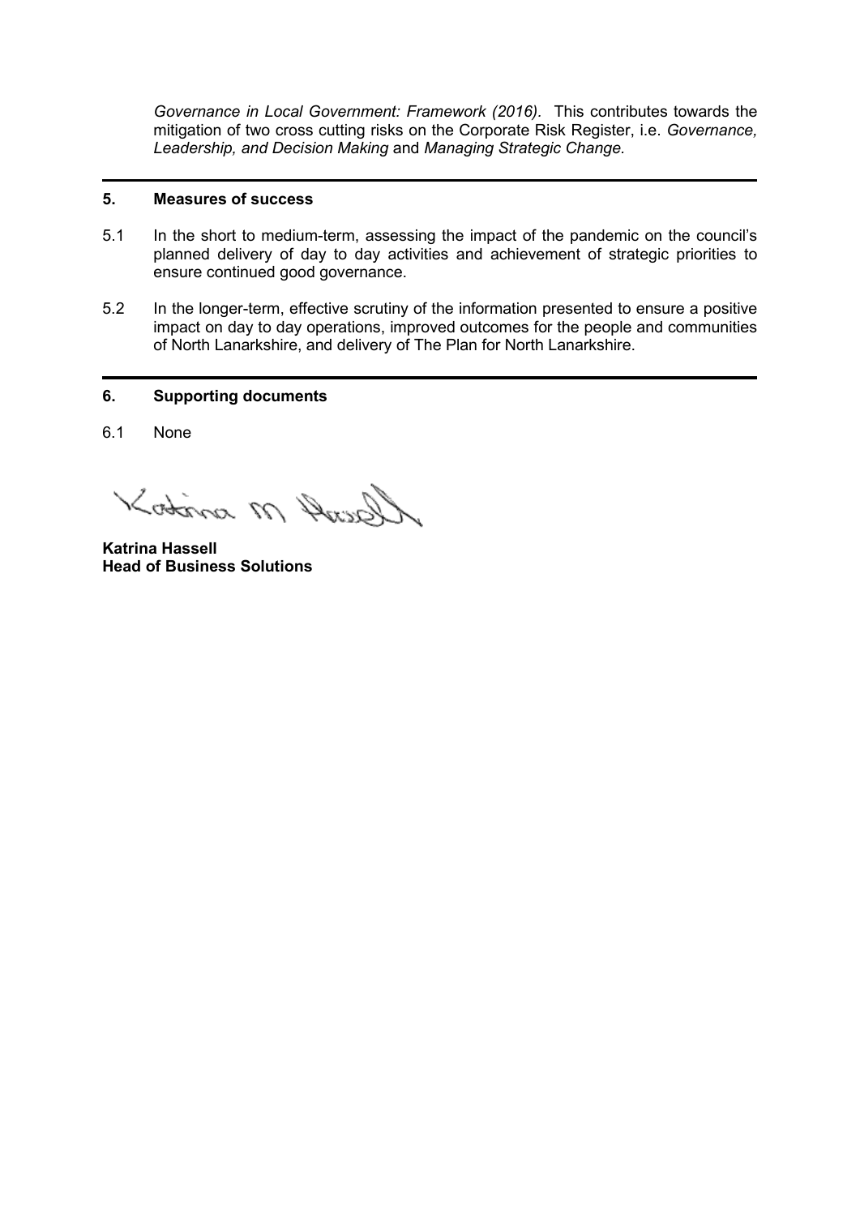*Governance in Local Government: Framework (2016).* This contributes towards the mitigation of two cross cutting risks on the Corporate Risk Register, i.e. *Governance, Leadership, and Decision Making* and *Managing Strategic Change.*

## 5. Measures of success

5.1 In the short to medium-term, assessing the impact of the pandemic on the council's planned delivery of day to day activities and achievement of strategic priorities to ensure continued good governance.

5.2 In the longer-term, effective scrutiny of the information presented to ensure a positive impact on day to day operations, improved outcomes for the people and communities of North Lanarkshire, and delivery of The Plan for North Lanarkshire.

## 6. Supporting documents

6.1 None

**Katrina Hassell**
**Head of Business Solutions**